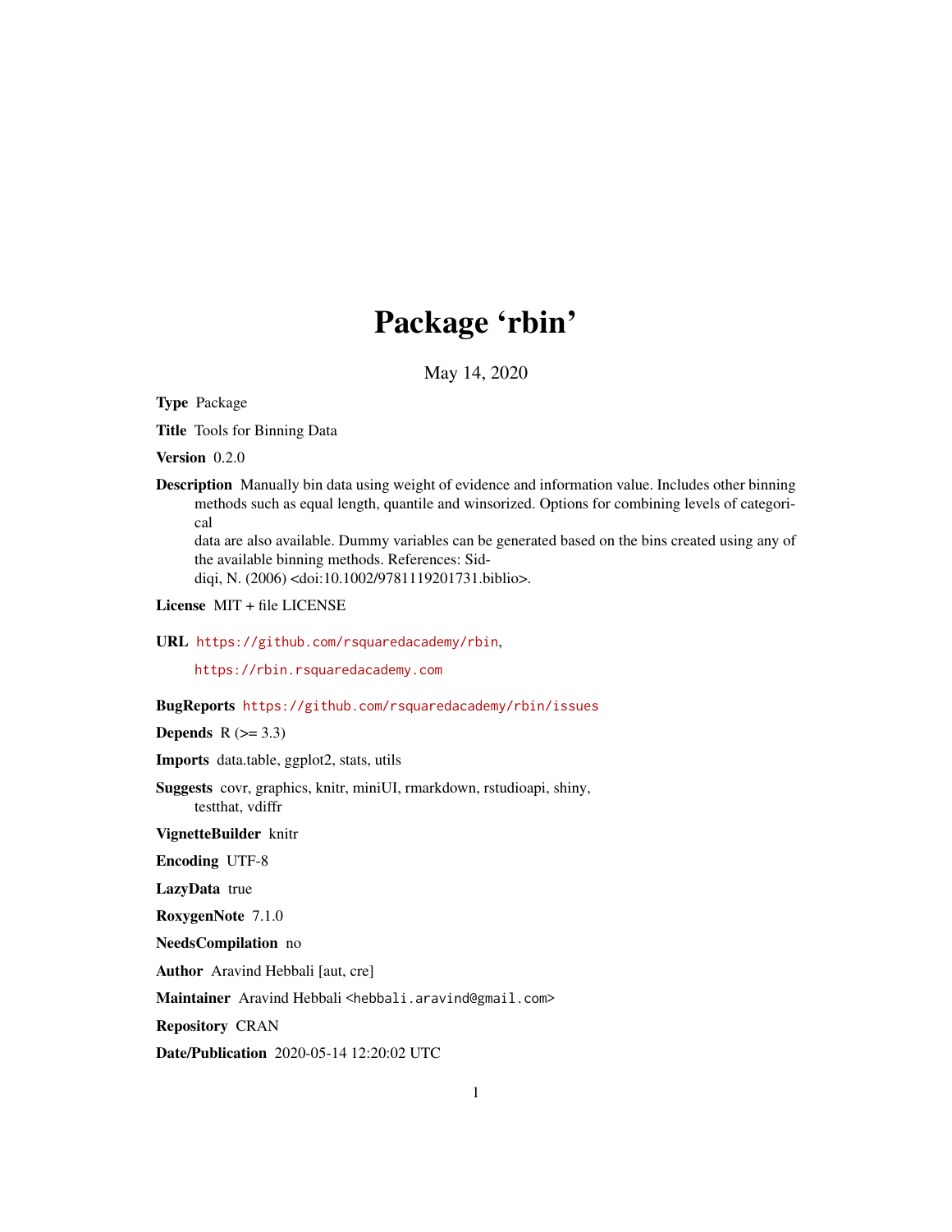# Package 'rbin'

May 14, 2020

**Type** Package

**Title** Tools for Binning Data

**Version** 0.2.0

**Description** Manually bin data using weight of evidence and information value. Includes other binning methods such as equal length, quantile and winsorized. Options for combining levels of categorical data are also available. Dummy variables can be generated based on the bins created using any of the available binning methods. References: Siddiqi, N. (2006) <doi:10.1002/9781119201731.biblio>.

**License** MIT + file LICENSE

**URL** https://github.com/rsquaredacademy/rbin,
https://rbin.rsquaredacademy.com

**BugReports** https://github.com/rsquaredacademy/rbin/issues

**Depends** R (>= 3.3)

**Imports** data.table, ggplot2, stats, utils

**Suggests** covr, graphics, knitr, miniUI, rmarkdown, rstudioapi, shiny, testthat, vdiffr

**VignetteBuilder** knitr

**Encoding** UTF-8

**LazyData** true

**RoxygenNote** 7.1.0

**NeedsCompilation** no

**Author** Aravind Hebbali [aut, cre]

**Maintainer** Aravind Hebbali <hebbali.aravind@gmail.com>

**Repository** CRAN

**Date/Publication** 2020-05-14 12:20:02 UTC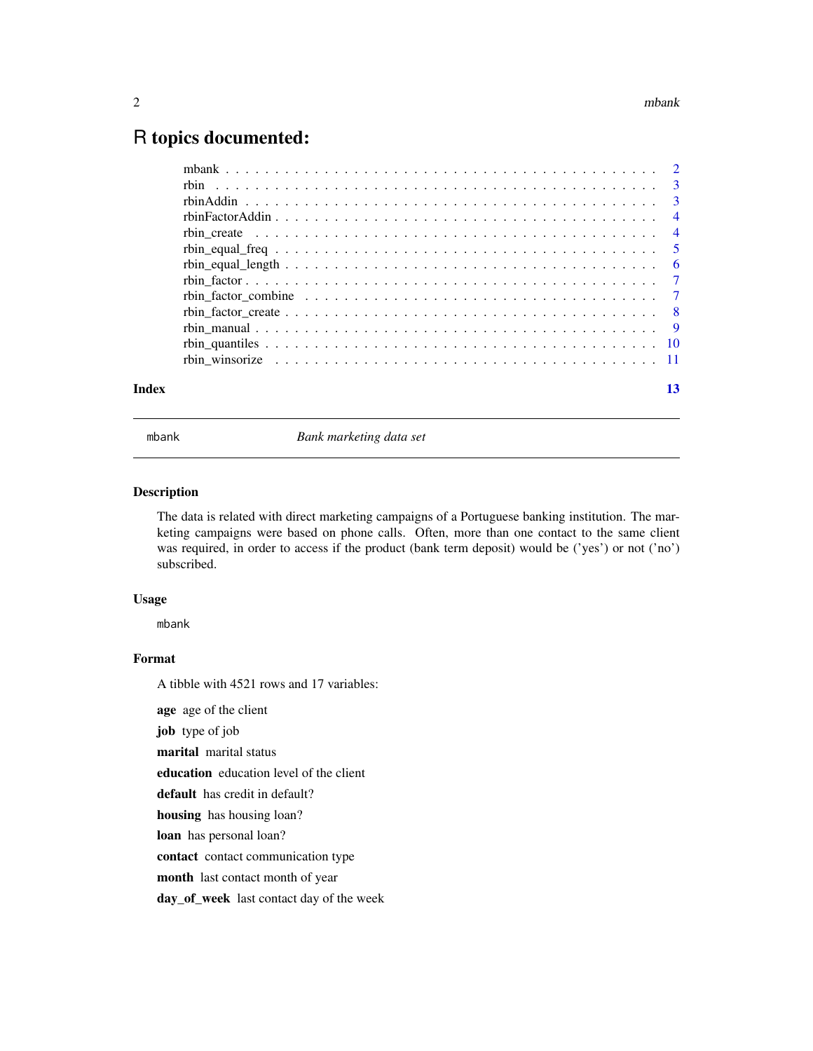# R topics documented:

| | |
|---|---|
| mbank | 2 |
| rbin | 3 |
| rbinAddin | 3 |
| rbinFactorAddin | 4 |
| rbin_create | 4 |
| rbin_equal_freq | 5 |
| rbin_equal_length | 6 |
| rbin_factor | 7 |
| rbin_factor_combine | 7 |
| rbin_factor_create | 8 |
| rbin_manual | 9 |
| rbin_quantiles | 10 |
| rbin_winsorize | 11 |

**Index** 13

---

`mbank` *Bank marketing data set*

---

## Description

The data is related with direct marketing campaigns of a Portuguese banking institution. The marketing campaigns were based on phone calls. Often, more than one contact to the same client was required, in order to access if the product (bank term deposit) would be ('yes') or not ('no') subscribed.

## Usage

```
mbank
```

## Format

A tibble with 4521 rows and 17 variables:

**age** age of the client

**job** type of job

**marital** marital status

**education** education level of the client

**default** has credit in default?

**housing** has housing loan?

**loan** has personal loan?

**contact** contact communication type

**month** last contact month of year

**day_of_week** last contact day of the week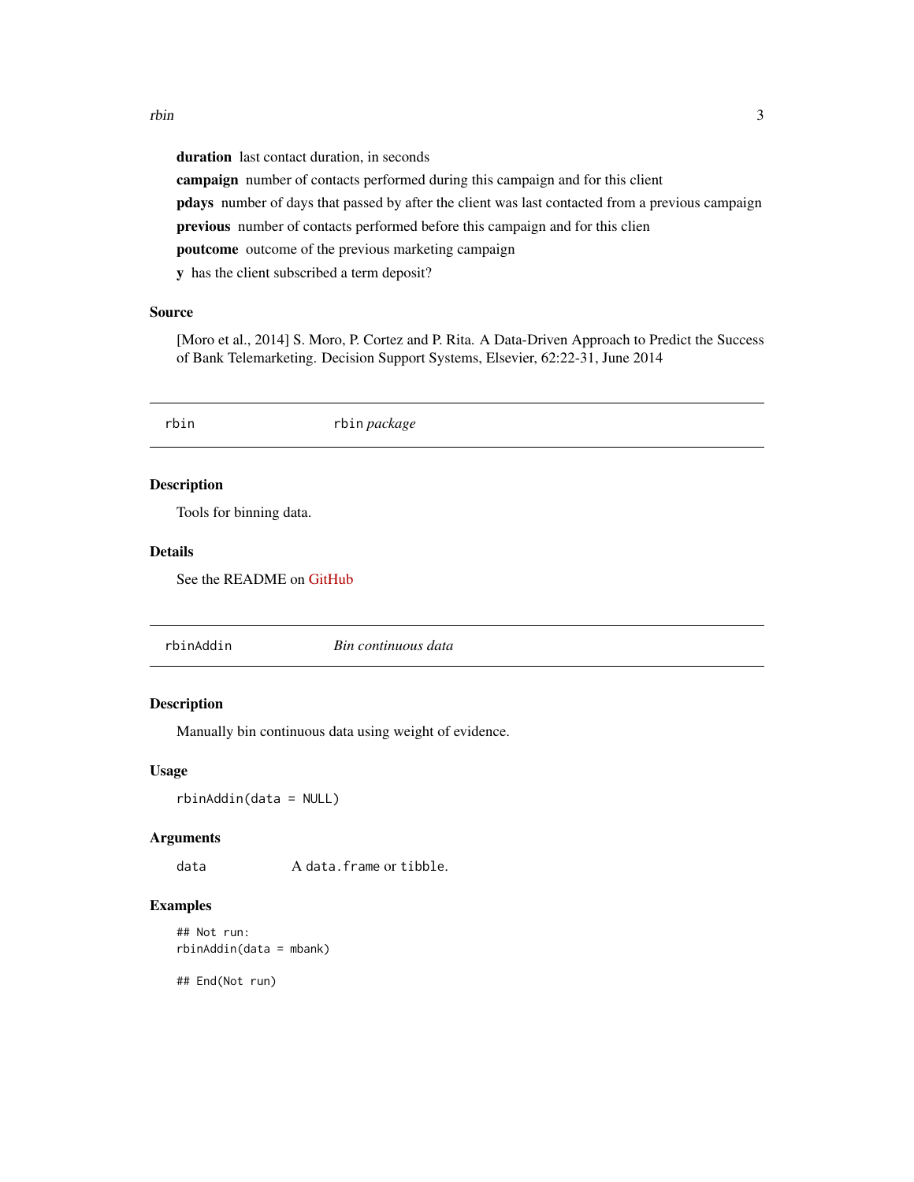**duration** last contact duration, in seconds

**campaign** number of contacts performed during this campaign and for this client

**pdays** number of days that passed by after the client was last contacted from a previous campaign

**previous** number of contacts performed before this campaign and for this clien

**poutcome** outcome of the previous marketing campaign

**y** has the client subscribed a term deposit?

### Source

[Moro et al., 2014] S. Moro, P. Cortez and P. Rita. A Data-Driven Approach to Predict the Success of Bank Telemarketing. Decision Support Systems, Elsevier, 62:22-31, June 2014

---

## rbin — `rbin` *package*

### Description

Tools for binning data.

### Details

See the README on GitHub

---

## rbinAddin — *Bin continuous data*

### Description

Manually bin continuous data using weight of evidence.

### Usage

```
rbinAddin(data = NULL)
```

### Arguments

| | |
|---|---|
| data | A `data.frame` or `tibble`. |

### Examples

```
## Not run:
rbinAddin(data = mbank)

## End(Not run)
```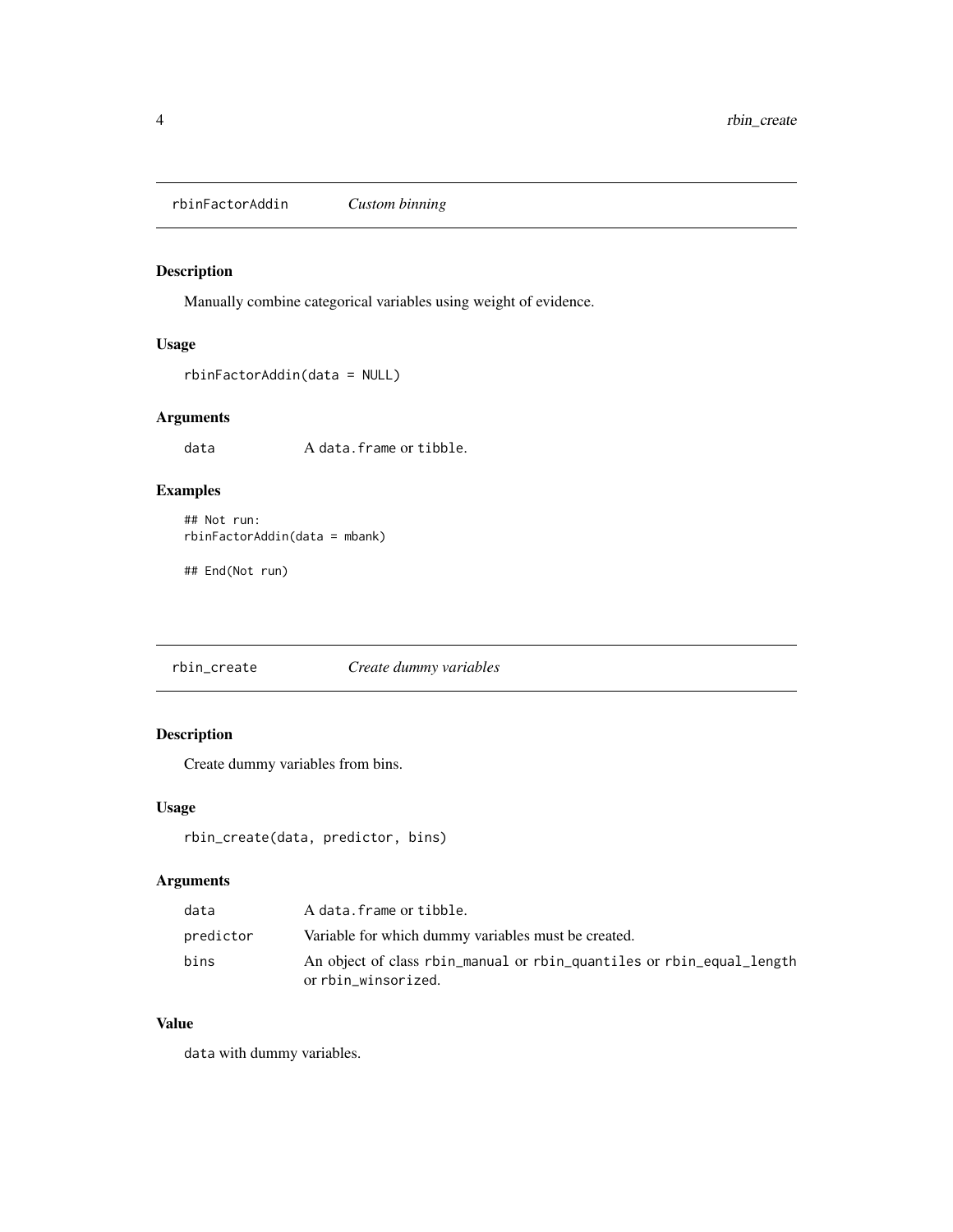## rbinFactorAddin *Custom binning*

### Description

Manually combine categorical variables using weight of evidence.

### Usage

```
rbinFactorAddin(data = NULL)
```

### Arguments

| | |
|---|---|
| data | A data.frame or tibble. |

### Examples

```
## Not run:
rbinFactorAddin(data = mbank)

## End(Not run)
```

## rbin_create *Create dummy variables*

### Description

Create dummy variables from bins.

### Usage

```
rbin_create(data, predictor, bins)
```

### Arguments

| | |
|---|---|
| data | A data.frame or tibble. |
| predictor | Variable for which dummy variables must be created. |
| bins | An object of class rbin_manual or rbin_quantiles or rbin_equal_length or rbin_winsorized. |

### Value

data with dummy variables.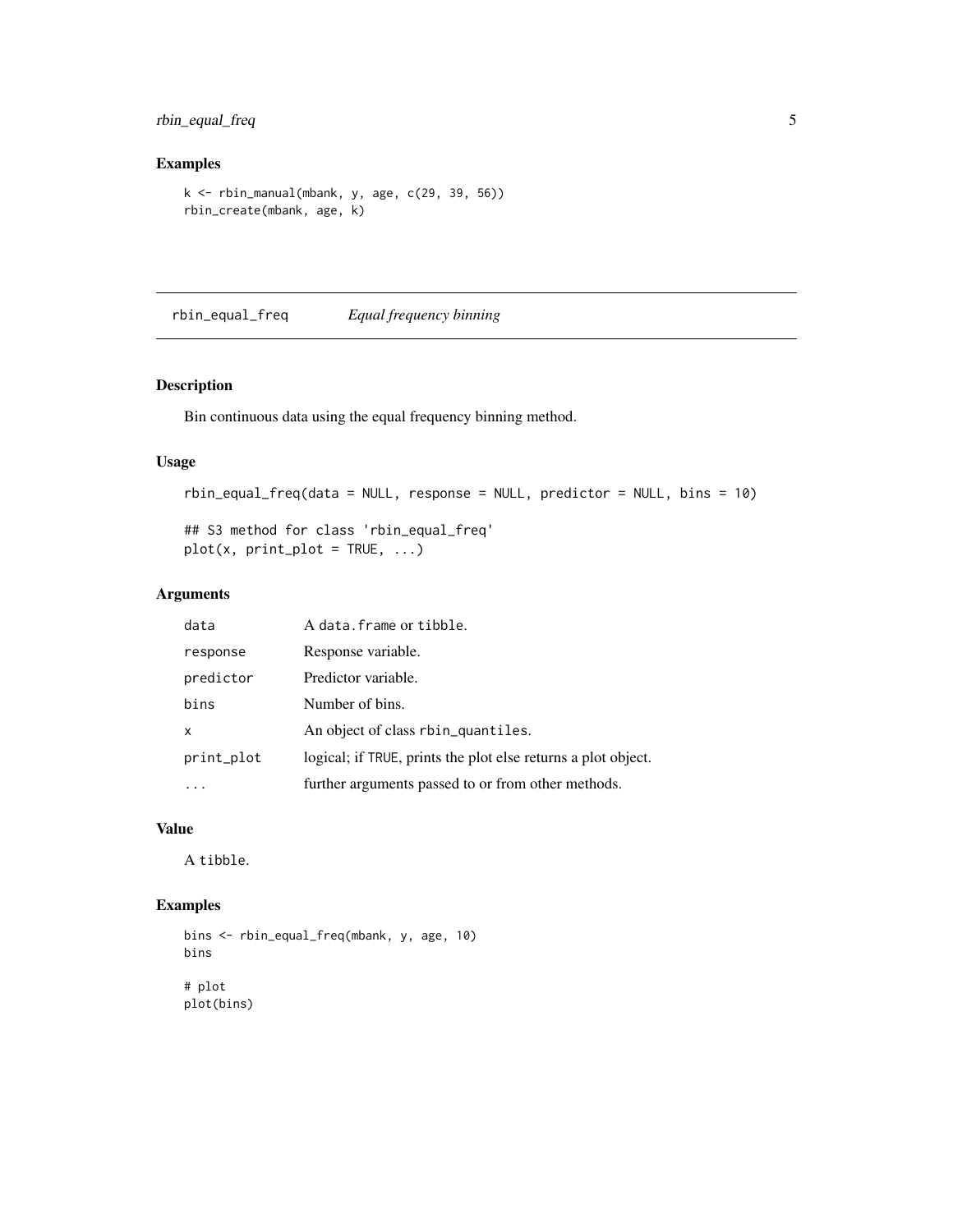## Examples

```
k <- rbin_manual(mbank, y, age, c(29, 39, 56))
rbin_create(mbank, age, k)
```

---

# rbin_equal_freq *Equal frequency binning*

---

## Description

Bin continuous data using the equal frequency binning method.

## Usage

```
rbin_equal_freq(data = NULL, response = NULL, predictor = NULL, bins = 10)

## S3 method for class 'rbin_equal_freq'
plot(x, print_plot = TRUE, ...)
```

## Arguments

| | |
|---|---|
| `data` | A `data.frame` or `tibble`. |
| `response` | Response variable. |
| `predictor` | Predictor variable. |
| `bins` | Number of bins. |
| `x` | An object of class `rbin_quantiles`. |
| `print_plot` | logical; if `TRUE`, prints the plot else returns a plot object. |
| `...` | further arguments passed to or from other methods. |

## Value

A `tibble`.

## Examples

```
bins <- rbin_equal_freq(mbank, y, age, 10)
bins

# plot
plot(bins)
```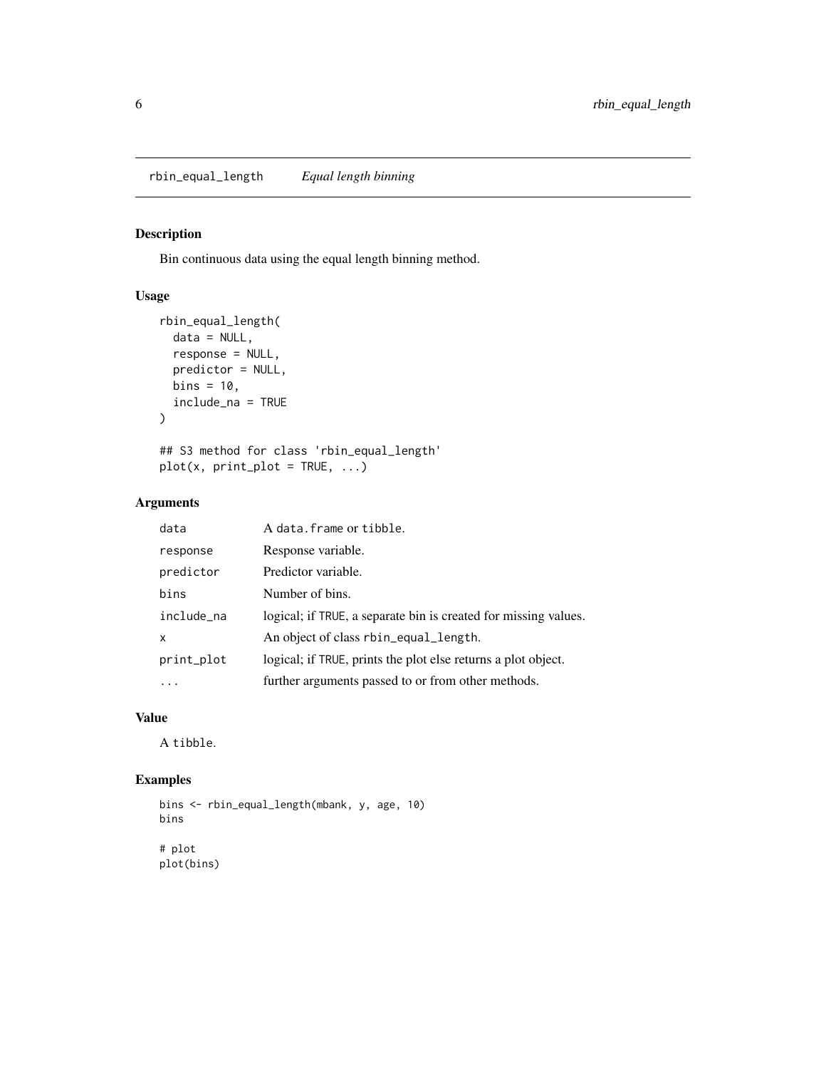## rbin_equal_length — *Equal length binning*

### Description

Bin continuous data using the equal length binning method.

### Usage

```
rbin_equal_length(
  data = NULL,
  response = NULL,
  predictor = NULL,
  bins = 10,
  include_na = TRUE
)

## S3 method for class 'rbin_equal_length'
plot(x, print_plot = TRUE, ...)
```

### Arguments

| | |
|---|---|
| data | A `data.frame` or `tibble`. |
| response | Response variable. |
| predictor | Predictor variable. |
| bins | Number of bins. |
| include_na | logical; if `TRUE`, a separate bin is created for missing values. |
| x | An object of class `rbin_equal_length`. |
| print_plot | logical; if `TRUE`, prints the plot else returns a plot object. |
| ... | further arguments passed to or from other methods. |

### Value

A `tibble`.

### Examples

```
bins <- rbin_equal_length(mbank, y, age, 10)
bins

# plot
plot(bins)
```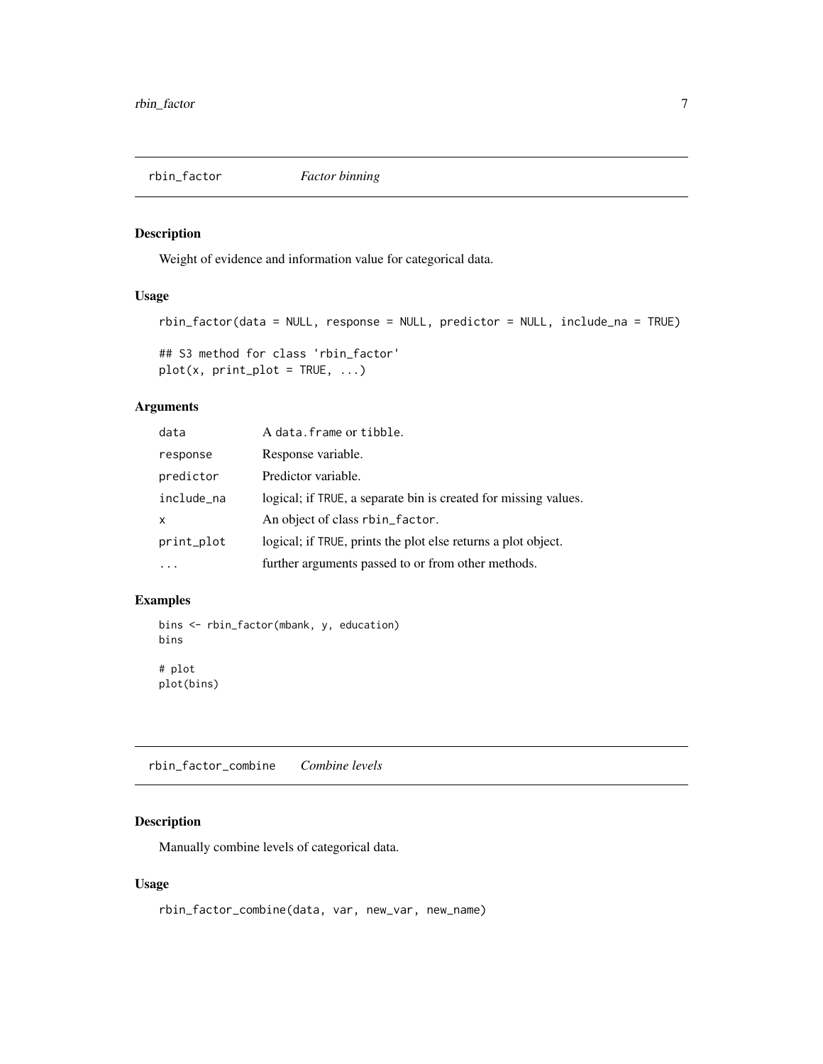## rbin_factor *Factor binning*

### Description

Weight of evidence and information value for categorical data.

### Usage

```
rbin_factor(data = NULL, response = NULL, predictor = NULL, include_na = TRUE)

## S3 method for class 'rbin_factor'
plot(x, print_plot = TRUE, ...)
```

### Arguments

| | |
|---|---|
| data | A data.frame or tibble. |
| response | Response variable. |
| predictor | Predictor variable. |
| include_na | logical; if TRUE, a separate bin is created for missing values. |
| x | An object of class rbin_factor. |
| print_plot | logical; if TRUE, prints the plot else returns a plot object. |
| ... | further arguments passed to or from other methods. |

### Examples

```
bins <- rbin_factor(mbank, y, education)
bins

# plot
plot(bins)
```

## rbin_factor_combine *Combine levels*

### Description

Manually combine levels of categorical data.

### Usage

```
rbin_factor_combine(data, var, new_var, new_name)
```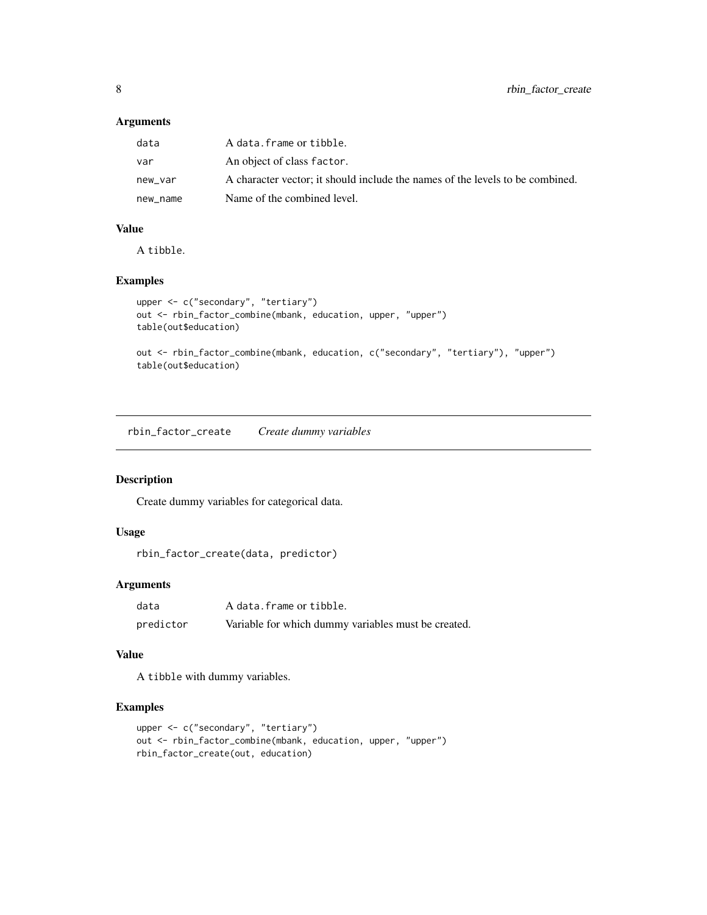### Arguments

| | |
|---|---|
| `data` | A `data.frame` or `tibble`. |
| `var` | An object of class `factor`. |
| `new_var` | A character vector; it should include the names of the levels to be combined. |
| `new_name` | Name of the combined level. |

### Value

A `tibble`.

### Examples

```
upper <- c("secondary", "tertiary")
out <- rbin_factor_combine(mbank, education, upper, "upper")
table(out$education)

out <- rbin_factor_combine(mbank, education, c("secondary", "tertiary"), "upper")
table(out$education)
```

---

## `rbin_factor_create` *Create dummy variables*

---

### Description

Create dummy variables for categorical data.

### Usage

```
rbin_factor_create(data, predictor)
```

### Arguments

| | |
|---|---|
| `data` | A `data.frame` or `tibble`. |
| `predictor` | Variable for which dummy variables must be created. |

### Value

A `tibble` with dummy variables.

### Examples

```
upper <- c("secondary", "tertiary")
out <- rbin_factor_combine(mbank, education, upper, "upper")
rbin_factor_create(out, education)
```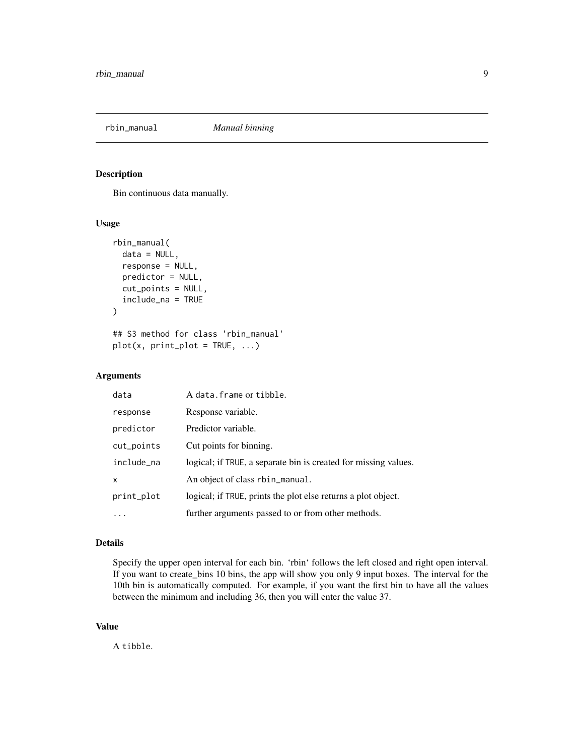## rbin_manual — *Manual binning*

### Description

Bin continuous data manually.

### Usage

```
rbin_manual(
  data = NULL,
  response = NULL,
  predictor = NULL,
  cut_points = NULL,
  include_na = TRUE
)

## S3 method for class 'rbin_manual'
plot(x, print_plot = TRUE, ...)
```

### Arguments

| | |
|---|---|
| data | A `data.frame` or `tibble`. |
| response | Response variable. |
| predictor | Predictor variable. |
| cut_points | Cut points for binning. |
| include_na | logical; if `TRUE`, a separate bin is created for missing values. |
| x | An object of class `rbin_manual`. |
| print_plot | logical; if `TRUE`, prints the plot else returns a plot object. |
| ... | further arguments passed to or from other methods. |

### Details

Specify the upper open interval for each bin. 'rbin' follows the left closed and right open interval. If you want to create_bins 10 bins, the app will show you only 9 input boxes. The interval for the 10th bin is automatically computed. For example, if you want the first bin to have all the values between the minimum and including 36, then you will enter the value 37.

### Value

A `tibble`.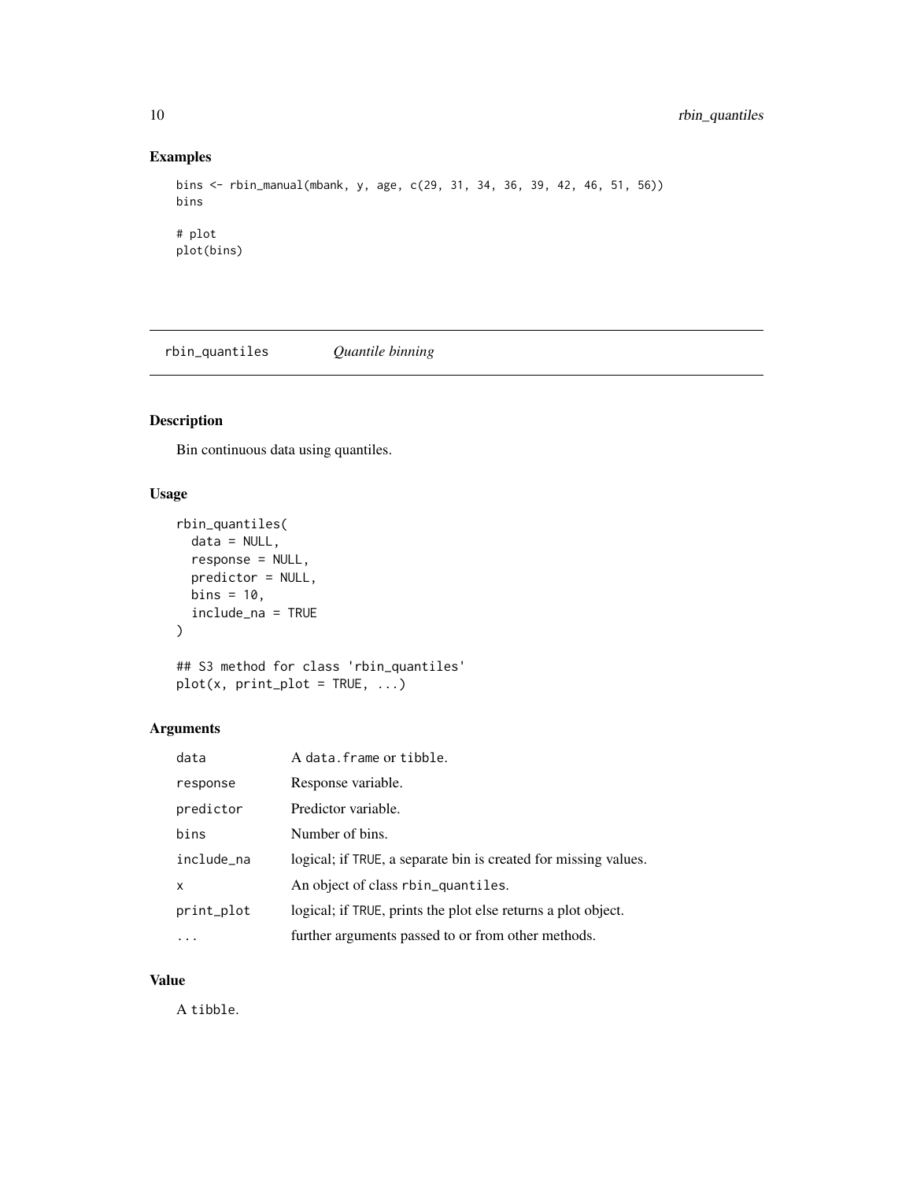## Examples

```
bins <- rbin_manual(mbank, y, age, c(29, 31, 34, 36, 39, 42, 46, 51, 56))
bins

# plot
plot(bins)
```

---

# rbin_quantiles *Quantile binning*

## Description

Bin continuous data using quantiles.

## Usage

```
rbin_quantiles(
  data = NULL,
  response = NULL,
  predictor = NULL,
  bins = 10,
  include_na = TRUE
)

## S3 method for class 'rbin_quantiles'
plot(x, print_plot = TRUE, ...)
```

## Arguments

| | |
|---|---|
| `data` | A `data.frame` or `tibble`. |
| `response` | Response variable. |
| `predictor` | Predictor variable. |
| `bins` | Number of bins. |
| `include_na` | logical; if `TRUE`, a separate bin is created for missing values. |
| `x` | An object of class `rbin_quantiles`. |
| `print_plot` | logical; if `TRUE`, prints the plot else returns a plot object. |
| `...` | further arguments passed to or from other methods. |

## Value

A `tibble`.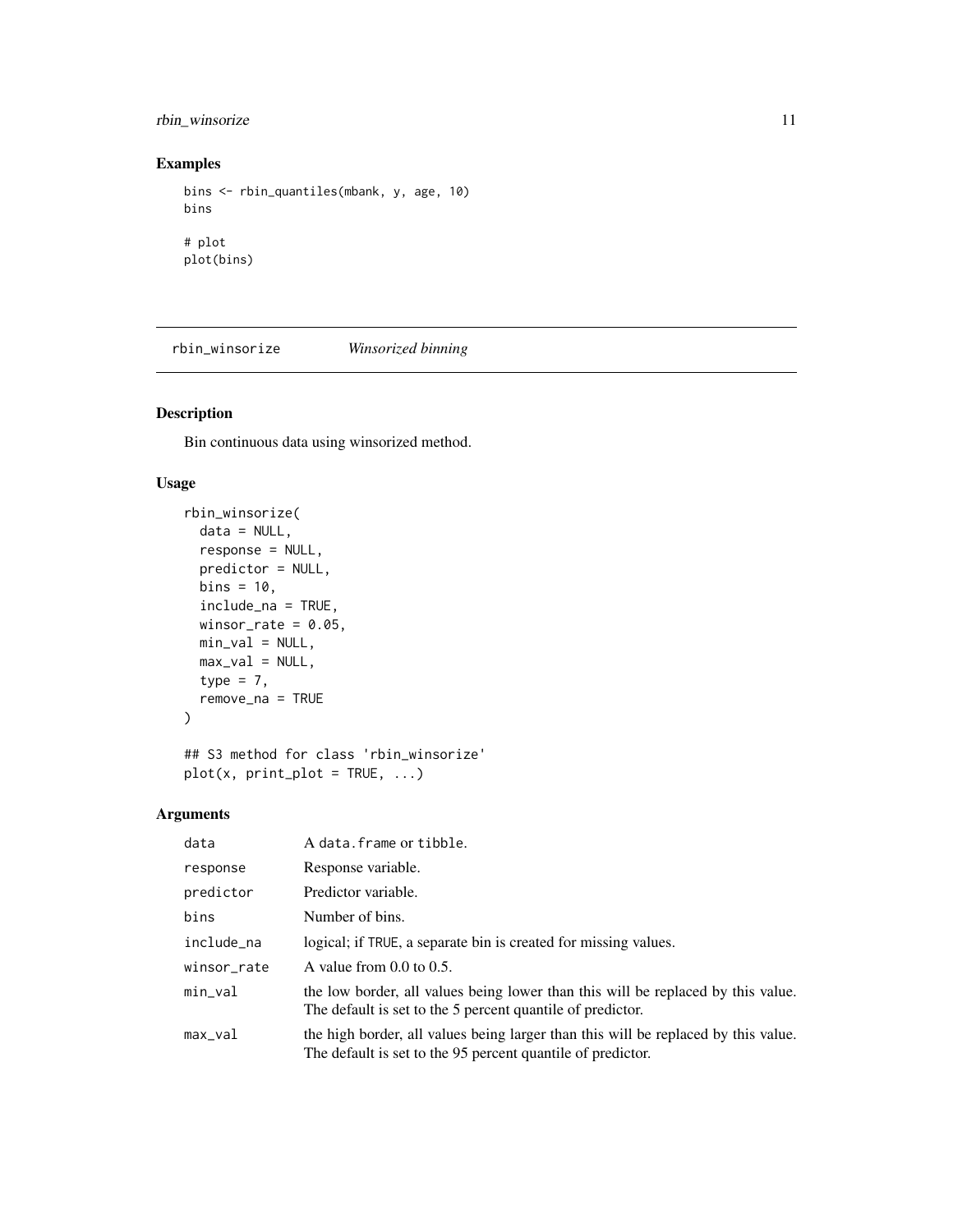## Examples

```
bins <- rbin_quantiles(mbank, y, age, 10)
bins

# plot
plot(bins)
```

---

# rbin_winsorize *Winsorized binning*

## Description

Bin continuous data using winsorized method.

## Usage

```
rbin_winsorize(
  data = NULL,
  response = NULL,
  predictor = NULL,
  bins = 10,
  include_na = TRUE,
  winsor_rate = 0.05,
  min_val = NULL,
  max_val = NULL,
  type = 7,
  remove_na = TRUE
)

## S3 method for class 'rbin_winsorize'
plot(x, print_plot = TRUE, ...)
```

## Arguments

| | |
|---|---|
| data | A `data.frame` or `tibble`. |
| response | Response variable. |
| predictor | Predictor variable. |
| bins | Number of bins. |
| include_na | logical; if `TRUE`, a separate bin is created for missing values. |
| winsor_rate | A value from 0.0 to 0.5. |
| min_val | the low border, all values being lower than this will be replaced by this value. The default is set to the 5 percent quantile of predictor. |
| max_val | the high border, all values being larger than this will be replaced by this value. The default is set to the 95 percent quantile of predictor. |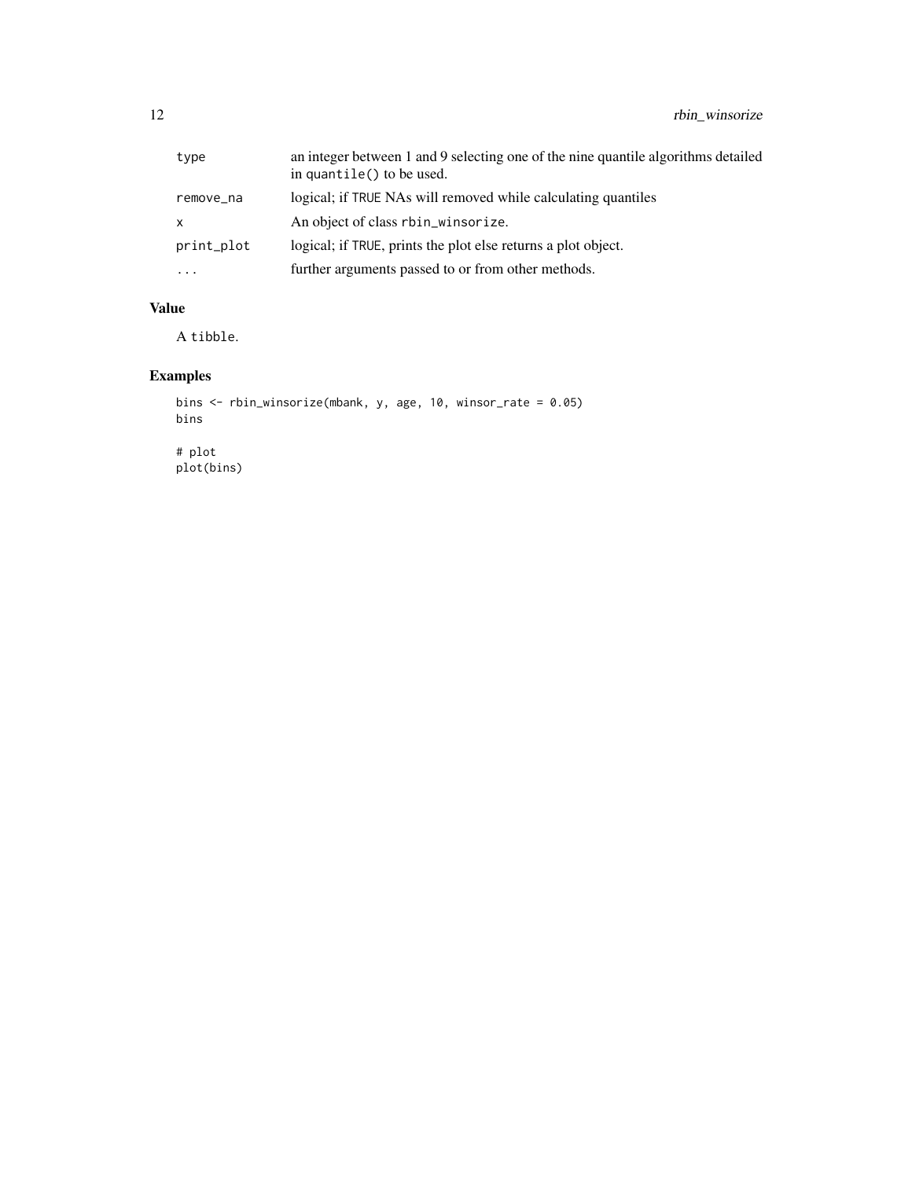| | |
|---|---|
| `type` | an integer between 1 and 9 selecting one of the nine quantile algorithms detailed in `quantile()` to be used. |
| `remove_na` | logical; if `TRUE` NAs will removed while calculating quantiles |
| `x` | An object of class `rbin_winsorize`. |
| `print_plot` | logical; if `TRUE`, prints the plot else returns a plot object. |
| `...` | further arguments passed to or from other methods. |

## Value

A `tibble`.

## Examples

```
bins <- rbin_winsorize(mbank, y, age, 10, winsor_rate = 0.05)
bins

# plot
plot(bins)
```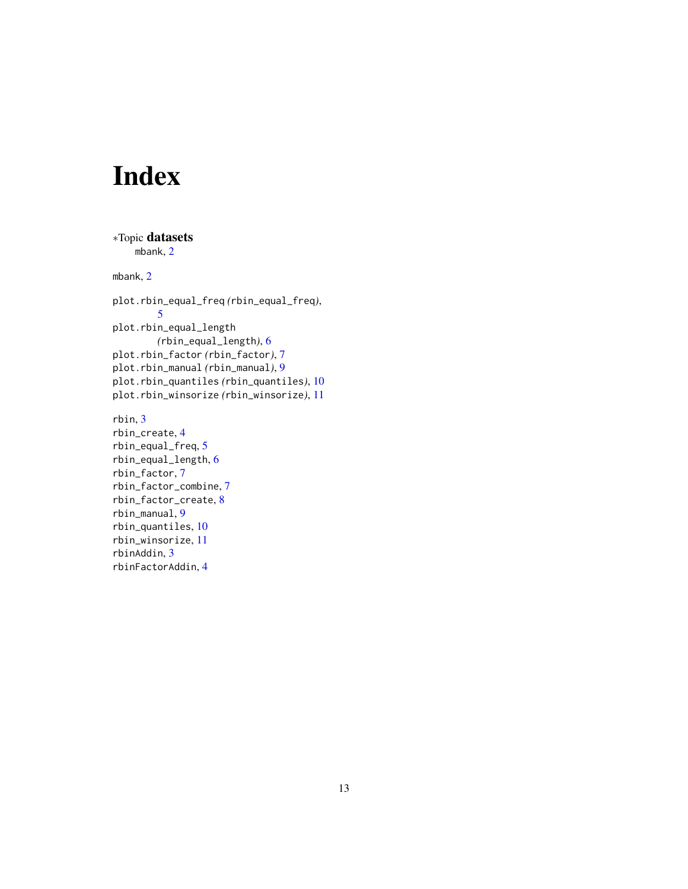# Index

*Topic **datasets**
    mbank, 2

mbank, 2

plot.rbin_equal_freq *(*rbin_equal_freq*)*, 5
plot.rbin_equal_length *(*rbin_equal_length*)*, 6
plot.rbin_factor *(*rbin_factor*)*, 7
plot.rbin_manual *(*rbin_manual*)*, 9
plot.rbin_quantiles *(*rbin_quantiles*)*, 10
plot.rbin_winsorize *(*rbin_winsorize*)*, 11

rbin, 3
rbin_create, 4
rbin_equal_freq, 5
rbin_equal_length, 6
rbin_factor, 7
rbin_factor_combine, 7
rbin_factor_create, 8
rbin_manual, 9
rbin_quantiles, 10
rbin_winsorize, 11
rbinAddin, 3
rbinFactorAddin, 4